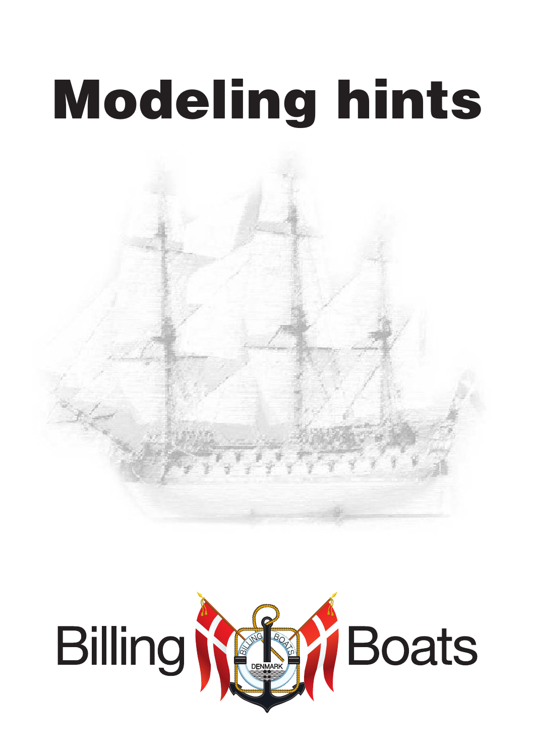# Modeling hints

Billing Boats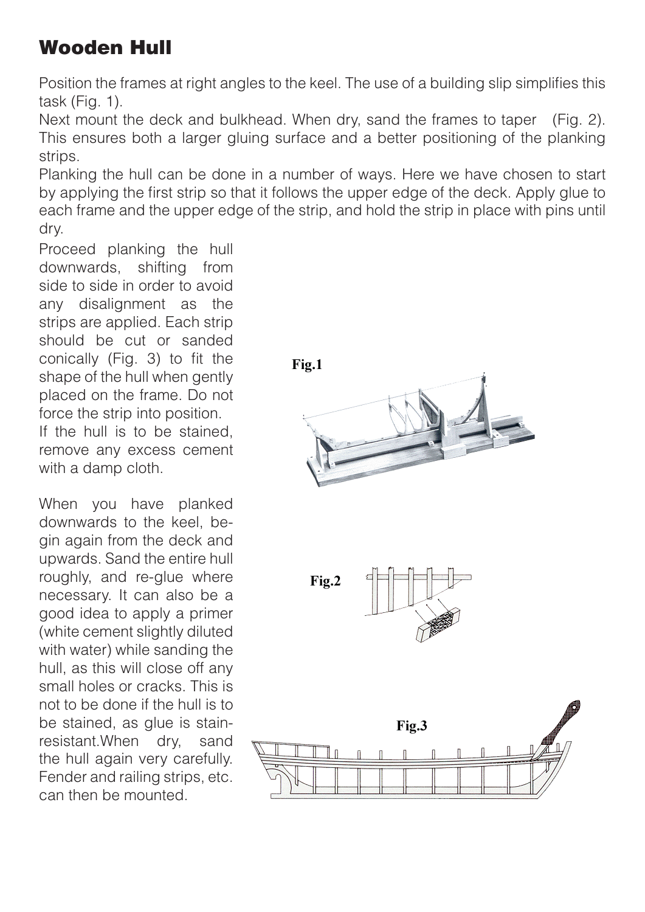# Wooden Hull

Position the frames at right angles to the keel. The use of a building slip simplifies this task (Fig. 1).

Next mount the deck and bulkhead. When dry, sand the frames to taper (Fig. 2). This ensures both a larger gluing surface and a better positioning of the planking strips.

Planking the hull can be done in a number of ways. Here we have chosen to start by applying the first strip so that it follows the upper edge of the deck. Apply glue to each frame and the upper edge of the strip, and hold the strip in place with pins until dry.

Proceed planking the hull downwards, shifting from side to side in order to avoid any disalignment as the strips are applied. Each strip should be cut or sanded conically (Fig. 3) to fit the shape of the hull when gently placed on the frame. Do not force the strip into position.

If the hull is to be stained, remove any excess cement with a damp cloth.

When you have planked downwards to the keel, begin again from the deck and upwards. Sand the entire hull roughly, and re-glue where necessary. It can also be a good idea to apply a primer (white cement slightly diluted with water) while sanding the hull, as this will close off any small holes or cracks. This is not to be done if the hull is to be stained, as glue is stain-resistant.When dry, sand the hull again very carefully. Fender and railing strips, etc. can then be mounted.

Fig.1

Fig.2

Fig.3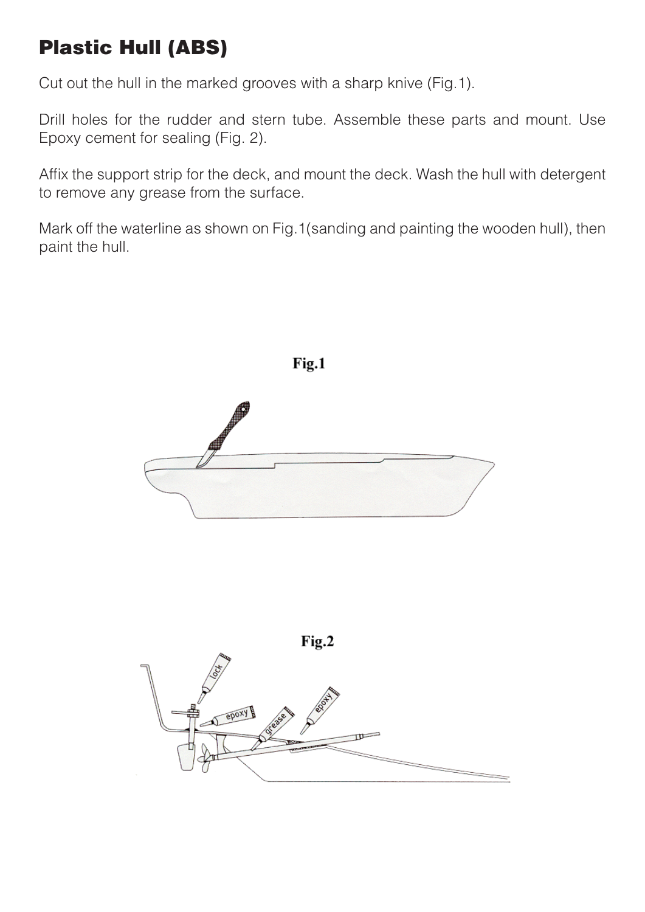## Plastic Hull (ABS)

Cut out the hull in the marked grooves with a sharp knive (Fig.1).

Drill holes for the rudder and stern tube. Assemble these parts and mount. Use Epoxy cement for sealing (Fig. 2).

Affix the support strip for the deck, and mount the deck. Wash the hull with detergent to remove any grease from the surface.

Mark off the waterline as shown on Fig.1(sanding and painting the wooden hull), then paint the hull.

**Fig.1**

**Fig.2**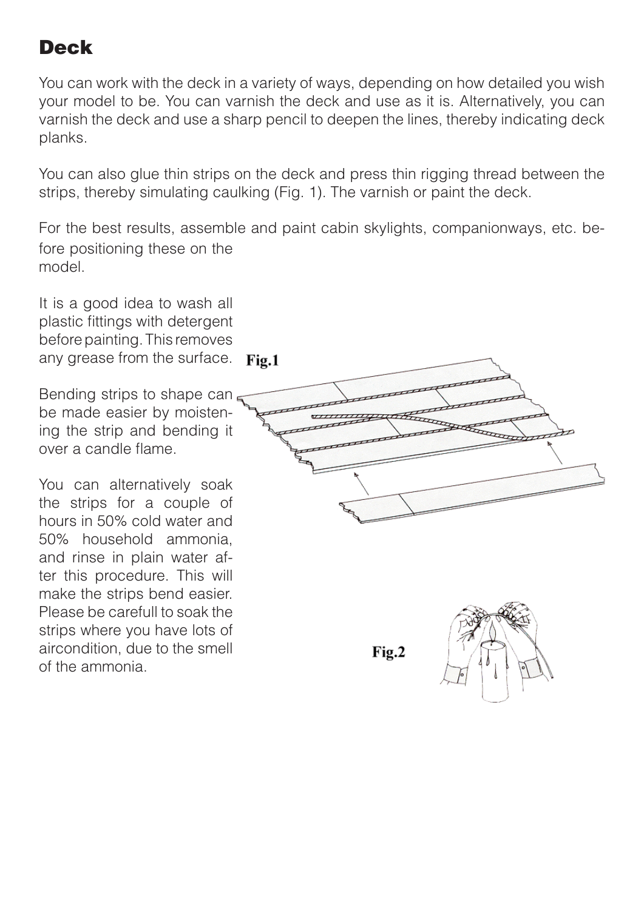# Deck

You can work with the deck in a variety of ways, depending on how detailed you wish your model to be. You can varnish the deck and use as it is. Alternatively, you can varnish the deck and use a sharp pencil to deepen the lines, thereby indicating deck planks.

You can also glue thin strips on the deck and press thin rigging thread between the strips, thereby simulating caulking (Fig. 1). The varnish or paint the deck.

For the best results, assemble and paint cabin skylights, companionways, etc. before positioning these on the model.

It is a good idea to wash all plastic fittings with detergent before painting. This removes any grease from the surface.

Bending strips to shape can be made easier by moistening the strip and bending it over a candle flame.

You can alternatively soak the strips for a couple of hours in 50% cold water and 50% household ammonia, and rinse in plain water after this procedure. This will make the strips bend easier. Please be carefull to soak the strips where you have lots of aircondition, due to the smell of the ammonia.

Fig.1

Fig.2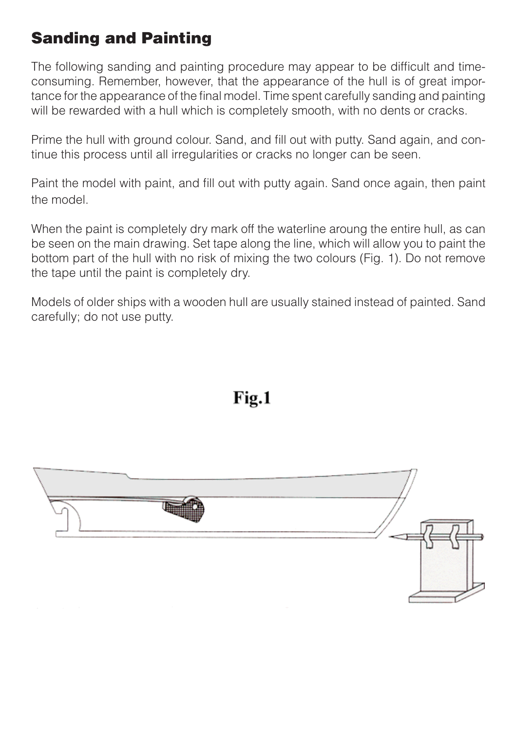## Sanding and Painting

The following sanding and painting procedure may appear to be difficult and time-consuming. Remember, however, that the appearance of the hull is of great importance for the appearance of the final model. Time spent carefully sanding and painting will be rewarded with a hull which is completely smooth, with no dents or cracks.

Prime the hull with ground colour. Sand, and fill out with putty. Sand again, and continue this process until all irregularities or cracks no longer can be seen.

Paint the model with paint, and fill out with putty again. Sand once again, then paint the model.

When the paint is completely dry mark off the waterline aroung the entire hull, as can be seen on the main drawing. Set tape along the line, which will allow you to paint the bottom part of the hull with no risk of mixing the two colours (Fig. 1). Do not remove the tape until the paint is completely dry.

Models of older ships with a wooden hull are usually stained instead of painted. Sand carefully; do not use putty.

**Fig.1**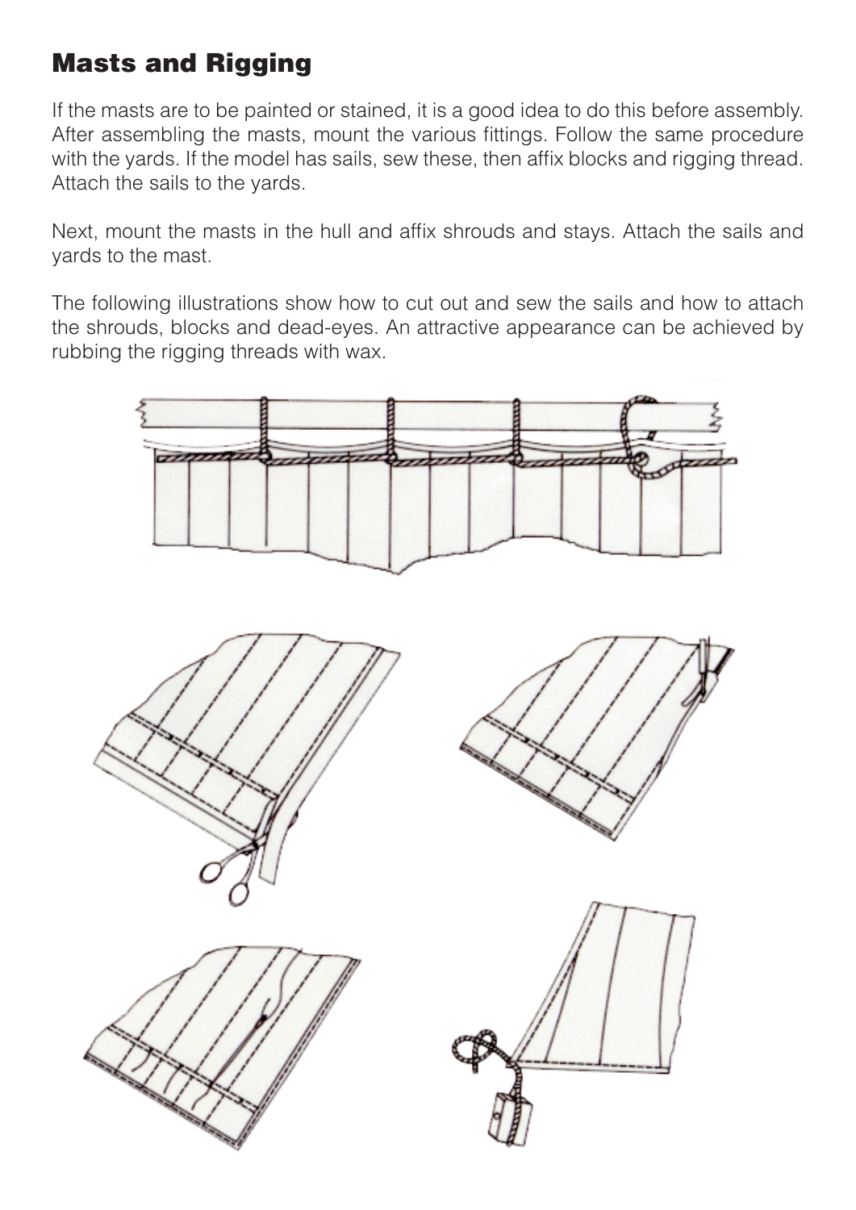## Masts and Rigging

If the masts are to be painted or stained, it is a good idea to do this before assembly. After assembling the masts, mount the various fittings. Follow the same procedure with the yards. If the model has sails, sew these, then affix blocks and rigging thread. Attach the sails to the yards.

Next, mount the masts in the hull and affix shrouds and stays. Attach the sails and yards to the mast.

The following illustrations show how to cut out and sew the sails and how to attach the shrouds, blocks and dead-eyes. An attractive appearance can be achieved by rubbing the rigging threads with wax.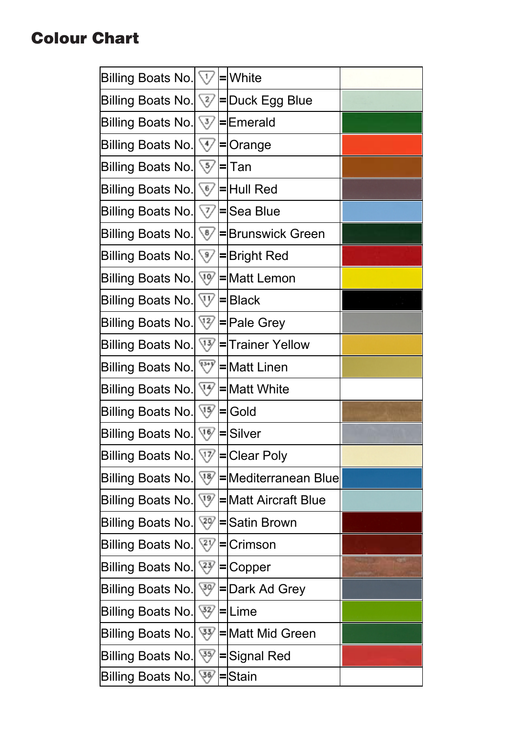## Colour Chart

| | | | | |
|---|---|---|---|---|
| Billing Boats No. | 1 | = | White | |
| Billing Boats No. | 2 | = | Duck Egg Blue | |
| Billing Boats No. | 3 | = | Emerald | |
| Billing Boats No. | 4 | = | Orange | |
| Billing Boats No. | 5 | = | Tan | |
| Billing Boats No. | 6 | = | Hull Red | |
| Billing Boats No. | 7 | = | Sea Blue | |
| Billing Boats No. | 8 | = | Brunswick Green | |
| Billing Boats No. | 9 | = | Bright Red | |
| Billing Boats No. | 10 | = | Matt Lemon | |
| Billing Boats No. | 11 | = | Black | |
| Billing Boats No. | 12 | = | Pale Grey | |
| Billing Boats No. | 13 | = | Trainer Yellow | |
| Billing Boats No. | 13+Y | = | Matt Linen | |
| Billing Boats No. | 14 | = | Matt White | |
| Billing Boats No. | 15 | = | Gold | |
| Billing Boats No. | 16 | = | Silver | |
| Billing Boats No. | 17 | = | Clear Poly | |
| Billing Boats No. | 18 | = | Mediterranean Blue | |
| Billing Boats No. | 19 | = | Matt Aircraft Blue | |
| Billing Boats No. | 20 | = | Satin Brown | |
| Billing Boats No. | 21 | = | Crimson | |
| Billing Boats No. | 23 | = | Copper | |
| Billing Boats No. | 30 | = | Dark Ad Grey | |
| Billing Boats No. | 32 | = | Lime | |
| Billing Boats No. | 33 | = | Matt Mid Green | |
| Billing Boats No. | 35 | = | Signal Red | |
| Billing Boats No. | 36 | = | Stain | |